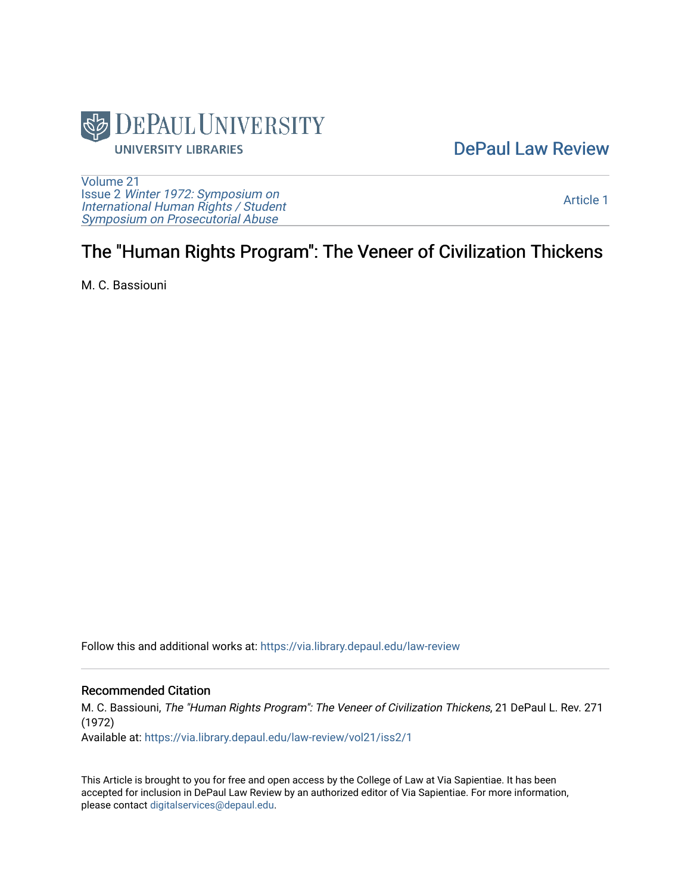DePaul University Libraries

DePaul Law Review

Volume 21
Issue 2 *Winter 1972: Symposium on International Human Rights / Student Symposium on Prosecutorial Abuse*

Article 1

# The "Human Rights Program": The Veneer of Civilization Thickens

M. C. Bassiouni

Follow this and additional works at: https://via.library.depaul.edu/law-review

## Recommended Citation

M. C. Bassiouni, *The "Human Rights Program": The Veneer of Civilization Thickens*, 21 DePaul L. Rev. 271 (1972)
Available at: https://via.library.depaul.edu/law-review/vol21/iss2/1

This Article is brought to you for free and open access by the College of Law at Via Sapientiae. It has been accepted for inclusion in DePaul Law Review by an authorized editor of Via Sapientiae. For more information, please contact digitalservices@depaul.edu.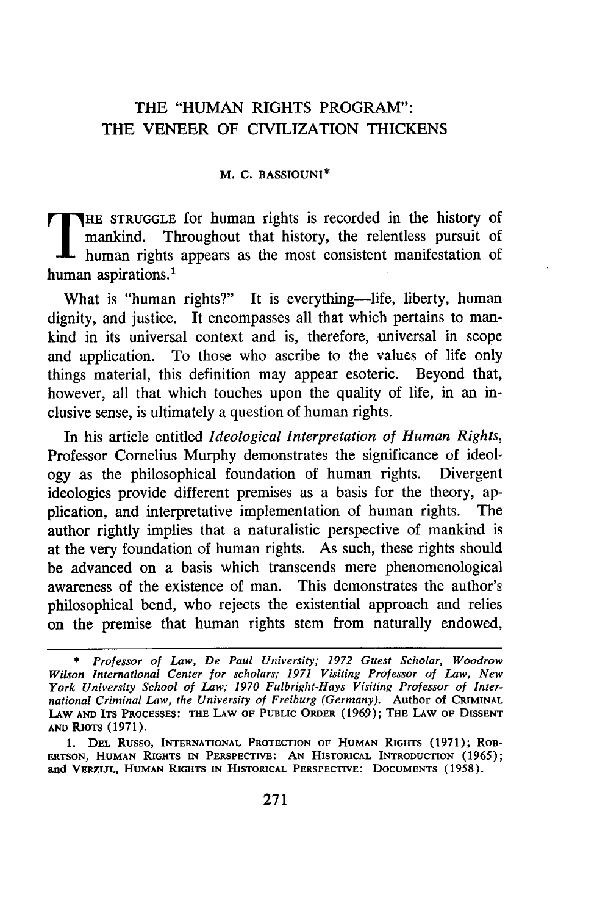# THE "HUMAN RIGHTS PROGRAM": THE VENEER OF CIVILIZATION THICKENS

M. C. BASSIOUNI*

THE STRUGGLE for human rights is recorded in the history of mankind. Throughout that history, the relentless pursuit of human rights appears as the most consistent manifestation of human aspirations.[1]

What is "human rights?" It is everything—life, liberty, human dignity, and justice. It encompasses all that which pertains to mankind in its universal context and is, therefore, universal in scope and application. To those who ascribe to the values of life only things material, this definition may appear esoteric. Beyond that, however, all that which touches upon the quality of life, in an inclusive sense, is ultimately a question of human rights.

In his article entitled *Ideological Interpretation of Human Rights*, Professor Cornelius Murphy demonstrates the significance of ideology as the philosophical foundation of human rights. Divergent ideologies provide different premises as a basis for the theory, application, and interpretative implementation of human rights. The author rightly implies that a naturalistic perspective of mankind is at the very foundation of human rights. As such, these rights should be advanced on a basis which transcends mere phenomenological awareness of the existence of man. This demonstrates the author's philosophical bend, who rejects the existential approach and relies on the premise that human rights stem from naturally endowed,

---

\* *Professor of Law, De Paul University; 1972 Guest Scholar, Woodrow Wilson International Center for scholars; 1971 Visiting Professor of Law, New York University School of Law; 1970 Fulbright-Hays Visiting Professor of International Criminal Law, the University of Freiburg (Germany).* Author of CRIMINAL LAW AND ITS PROCESSES: THE LAW OF PUBLIC ORDER (1969); THE LAW OF DISSENT AND RIOTS (1971).

1. DEL RUSSO, INTERNATIONAL PROTECTION OF HUMAN RIGHTS (1971); ROBERTSON, HUMAN RIGHTS IN PERSPECTIVE: AN HISTORICAL INTRODUCTION (1965); and VERZIJL, HUMAN RIGHTS IN HISTORICAL PERSPECTIVE: DOCUMENTS (1958).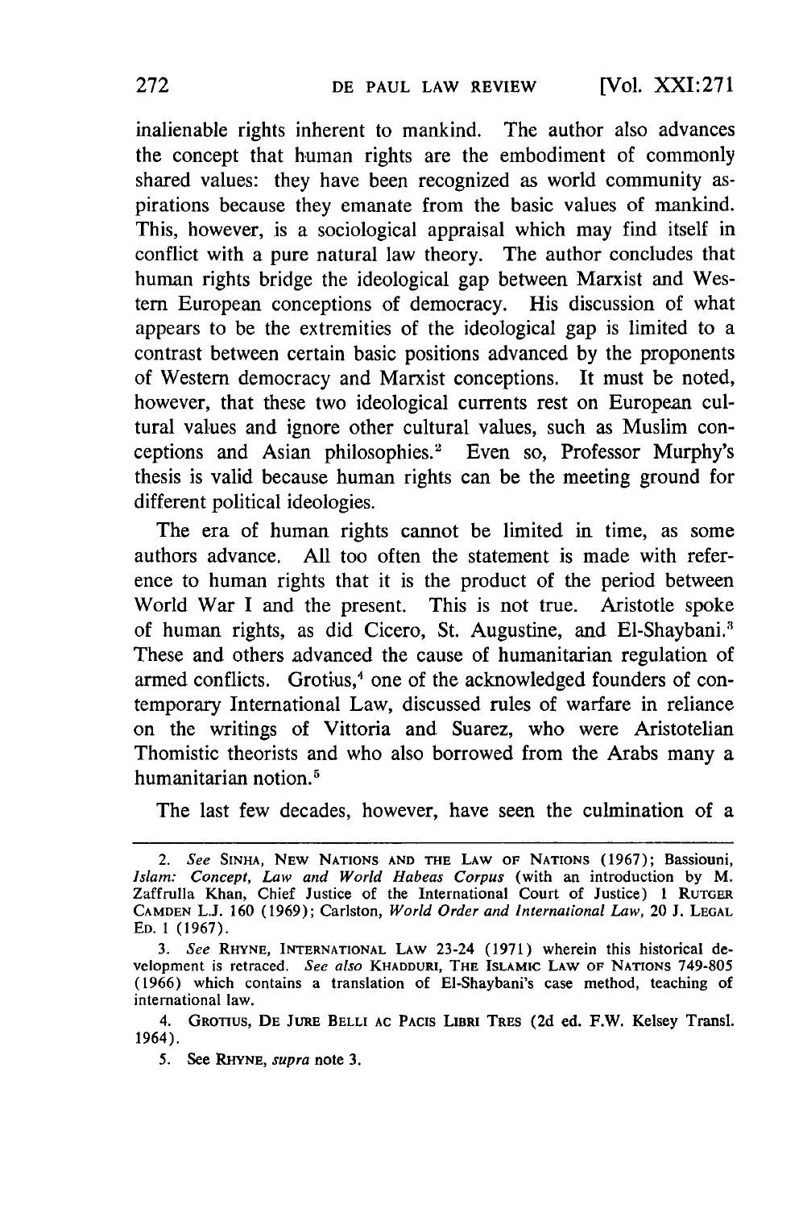inalienable rights inherent to mankind. The author also advances the concept that human rights are the embodiment of commonly shared values: they have been recognized as world community aspirations because they emanate from the basic values of mankind. This, however, is a sociological appraisal which may find itself in conflict with a pure natural law theory. The author concludes that human rights bridge the ideological gap between Marxist and Western European conceptions of democracy. His discussion of what appears to be the extremities of the ideological gap is limited to a contrast between certain basic positions advanced by the proponents of Western democracy and Marxist conceptions. It must be noted, however, that these two ideological currents rest on European cultural values and ignore other cultural values, such as Muslim conceptions and Asian philosophies.[2] Even so, Professor Murphy's thesis is valid because human rights can be the meeting ground for different political ideologies.

The era of human rights cannot be limited in time, as some authors advance. All too often the statement is made with reference to human rights that it is the product of the period between World War I and the present. This is not true. Aristotle spoke of human rights, as did Cicero, St. Augustine, and El-Shaybani.[3] These and others advanced the cause of humanitarian regulation of armed conflicts. Grotius,[4] one of the acknowledged founders of contemporary International Law, discussed rules of warfare in reliance on the writings of Vittoria and Suarez, who were Aristotelian Thomistic theorists and who also borrowed from the Arabs many a humanitarian notion.[5]

The last few decades, however, have seen the culmination of a

---

2. *See* SINHA, NEW NATIONS AND THE LAW OF NATIONS (1967); Bassiouni, *Islam: Concept, Law and World Habeas Corpus* (with an introduction by M. Zaffrulla Khan, Chief Justice of the International Court of Justice) 1 RUTGER CAMDEN L.J. 160 (1969); Carlston, *World Order and International Law*, 20 J. LEGAL ED. 1 (1967).

3. *See* RHYNE, INTERNATIONAL LAW 23-24 (1971) wherein this historical development is retraced. *See also* KHADDURI, THE ISLAMIC LAW OF NATIONS 749-805 (1966) which contains a translation of El-Shaybani's case method, teaching of international law.

4. GROTIUS, DE JURE BELLI AC PACIS LIBRI TRES (2d ed. F.W. Kelsey Transl. 1964).

5. See RHYNE, *supra* note 3.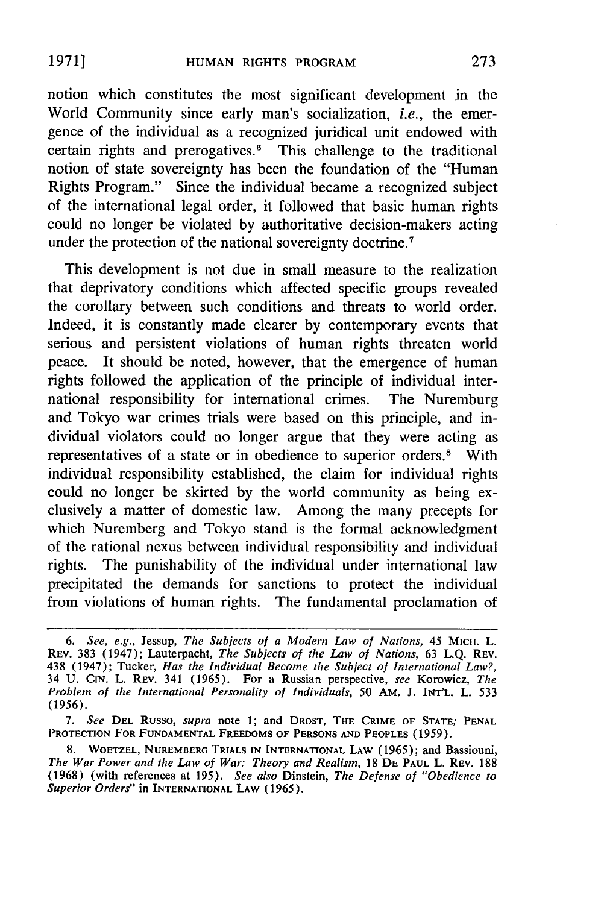notion which constitutes the most significant development in the World Community since early man's socialization, *i.e.*, the emergence of the individual as a recognized juridical unit endowed with certain rights and prerogatives.[6] This challenge to the traditional notion of state sovereignty has been the foundation of the "Human Rights Program." Since the individual became a recognized subject of the international legal order, it followed that basic human rights could no longer be violated by authoritative decision-makers acting under the protection of the national sovereignty doctrine.[7]

This development is not due in small measure to the realization that deprivatory conditions which affected specific groups revealed the corollary between such conditions and threats to world order. Indeed, it is constantly made clearer by contemporary events that serious and persistent violations of human rights threaten world peace. It should be noted, however, that the emergence of human rights followed the application of the principle of individual international responsibility for international crimes. The Nuremburg and Tokyo war crimes trials were based on this principle, and individual violators could no longer argue that they were acting as representatives of a state or in obedience to superior orders.[8] With individual responsibility established, the claim for individual rights could no longer be skirted by the world community as being exclusively a matter of domestic law. Among the many precepts for which Nuremberg and Tokyo stand is the formal acknowledgment of the rational nexus between individual responsibility and individual rights. The punishability of the individual under international law precipitated the demands for sanctions to protect the individual from violations of human rights. The fundamental proclamation of

---

6. *See, e.g.*, Jessup, *The Subjects of a Modern Law of Nations*, 45 MICH. L. REV. 383 (1947); Lauterpacht, *The Subjects of the Law of Nations*, 63 L.Q. REV. 438 (1947); Tucker, *Has the Individual Become the Subject of International Law?*, 34 U. CIN. L. REV. 341 (1965). For a Russian perspective, *see* Korowicz, *The Problem of the International Personality of Individuals*, 50 AM. J. INT'L. L. 533 (1956).

7. *See* DEL RUSSO, *supra* note 1; and DROST, THE CRIME OF STATE; PENAL PROTECTION FOR FUNDAMENTAL FREEDOMS OF PERSONS AND PEOPLES (1959).

8. WOETZEL, NUREMBERG TRIALS IN INTERNATIONAL LAW (1965); and Bassiouni, *The War Power and the Law of War: Theory and Realism*, 18 DE PAUL L. REV. 188 (1968) (with references at 195). *See also* Dinstein, *The Defense of "Obedience to Superior Orders"* in INTERNATIONAL LAW (1965).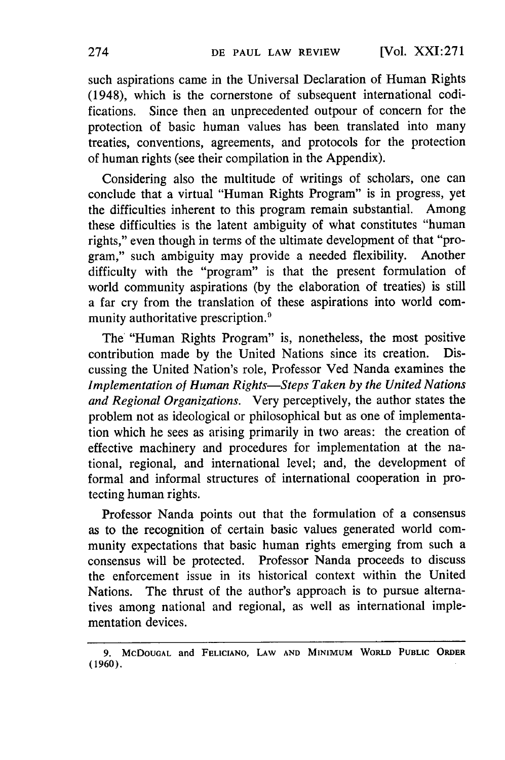such aspirations came in the Universal Declaration of Human Rights (1948), which is the cornerstone of subsequent international codifications. Since then an unprecedented outpour of concern for the protection of basic human values has been translated into many treaties, conventions, agreements, and protocols for the protection of human rights (see their compilation in the Appendix).

Considering also the multitude of writings of scholars, one can conclude that a virtual "Human Rights Program" is in progress, yet the difficulties inherent to this program remain substantial. Among these difficulties is the latent ambiguity of what constitutes "human rights," even though in terms of the ultimate development of that "program," such ambiguity may provide a needed flexibility. Another difficulty with the "program" is that the present formulation of world community aspirations (by the elaboration of treaties) is still a far cry from the translation of these aspirations into world community authoritative prescription.[9]

The "Human Rights Program" is, nonetheless, the most positive contribution made by the United Nations since its creation. Discussing the United Nation's role, Professor Ved Nanda examines the *Implementation of Human Rights—Steps Taken by the United Nations and Regional Organizations.* Very perceptively, the author states the problem not as ideological or philosophical but as one of implementation which he sees as arising primarily in two areas: the creation of effective machinery and procedures for implementation at the national, regional, and international level; and, the development of formal and informal structures of international cooperation in protecting human rights.

Professor Nanda points out that the formulation of a consensus as to the recognition of certain basic values generated world community expectations that basic human rights emerging from such a consensus will be protected. Professor Nanda proceeds to discuss the enforcement issue in its historical context within the United Nations. The thrust of the author's approach is to pursue alternatives among national and regional, as well as international implementation devices.

---

9. McDougal and Feliciano, Law and Minimum World Public Order (1960).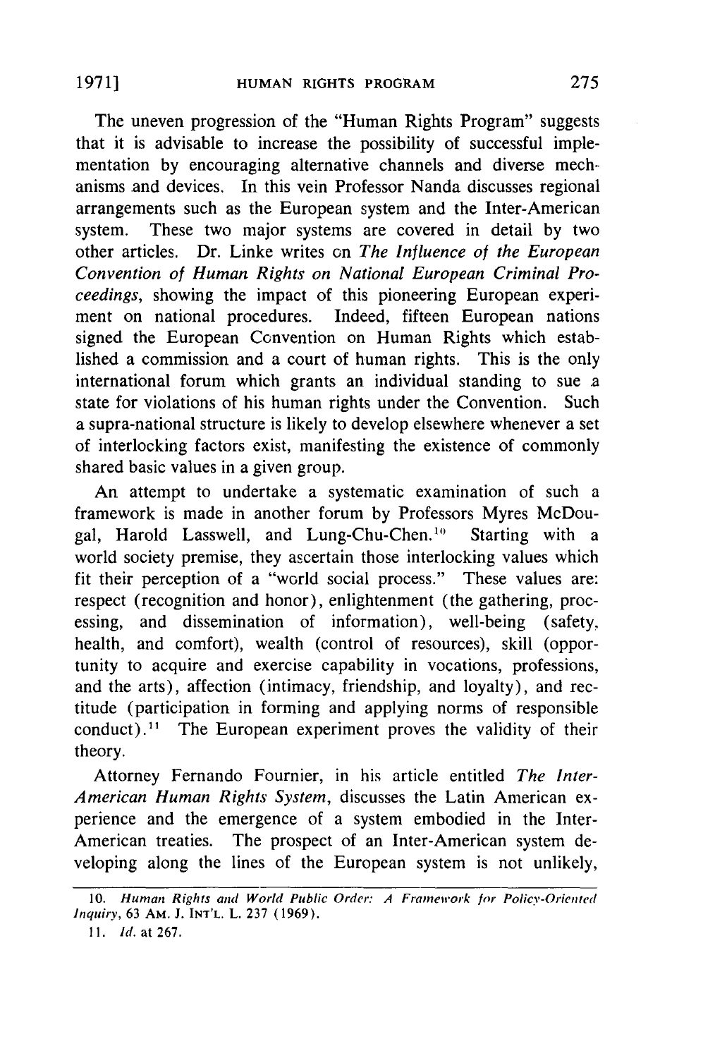The uneven progression of the "Human Rights Program" suggests that it is advisable to increase the possibility of successful implementation by encouraging alternative channels and diverse mechanisms and devices. In this vein Professor Nanda discusses regional arrangements such as the European system and the Inter-American system. These two major systems are covered in detail by two other articles. Dr. Linke writes on *The Influence of the European Convention of Human Rights on National European Criminal Proceedings*, showing the impact of this pioneering European experiment on national procedures. Indeed, fifteen European nations signed the European Convention on Human Rights which established a commission and a court of human rights. This is the only international forum which grants an individual standing to sue a state for violations of his human rights under the Convention. Such a supra-national structure is likely to develop elsewhere whenever a set of interlocking factors exist, manifesting the existence of commonly shared basic values in a given group.

An attempt to undertake a systematic examination of such a framework is made in another forum by Professors Myres McDougal, Harold Lasswell, and Lung-Chu-Chen.[10] Starting with a world society premise, they ascertain those interlocking values which fit their perception of a "world social process." These values are: respect (recognition and honor), enlightenment (the gathering, processing, and dissemination of information), well-being (safety, health, and comfort), wealth (control of resources), skill (opportunity to acquire and exercise capability in vocations, professions, and the arts), affection (intimacy, friendship, and loyalty), and rectitude (participation in forming and applying norms of responsible conduct).[11] The European experiment proves the validity of their theory.

Attorney Fernando Fournier, in his article entitled *The Inter-American Human Rights System*, discusses the Latin American experience and the emergence of a system embodied in the Inter-American treaties. The prospect of an Inter-American system developing along the lines of the European system is not unlikely,

---

10. *Human Rights and World Public Order: A Framework for Policy-Oriented Inquiry*, 63 AM. J. INT'L. L. 237 (1969).

11. *Id.* at 267.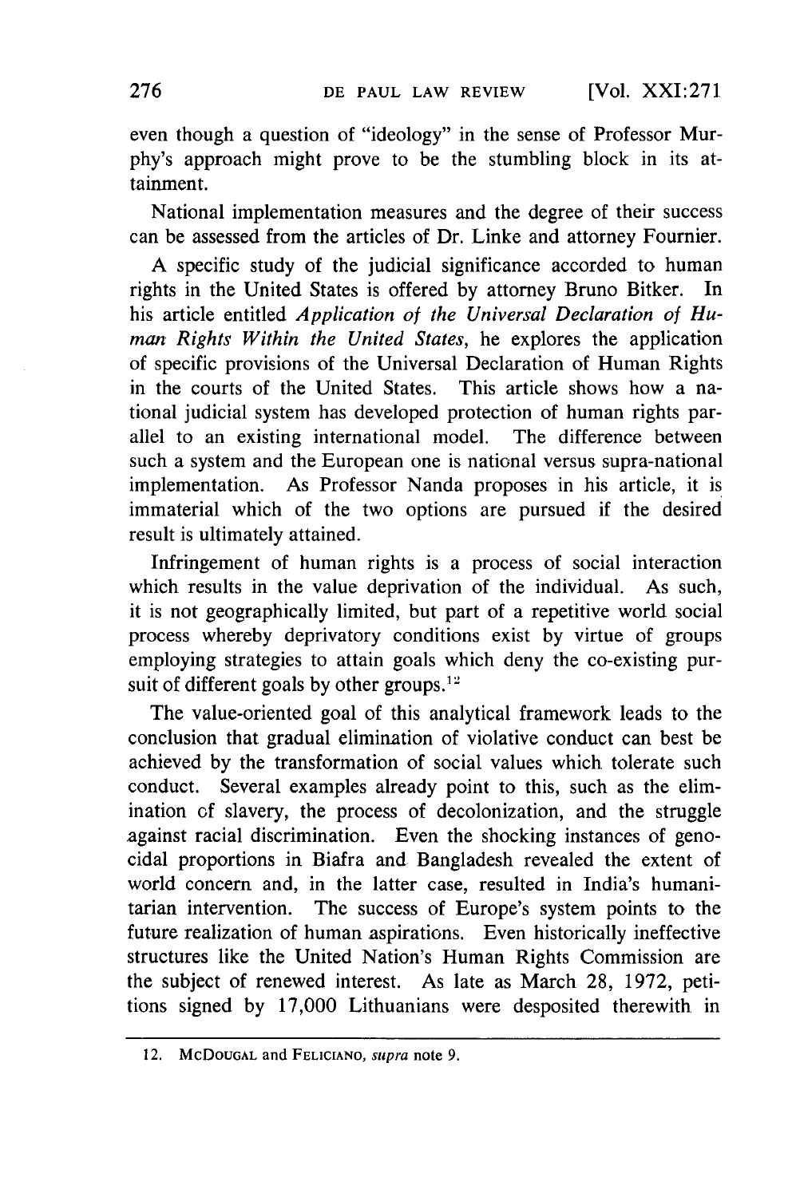even though a question of "ideology" in the sense of Professor Murphy's approach might prove to be the stumbling block in its attainment.

National implementation measures and the degree of their success can be assessed from the articles of Dr. Linke and attorney Fournier.

A specific study of the judicial significance accorded to human rights in the United States is offered by attorney Bruno Bitker. In his article entitled *Application of the Universal Declaration of Human Rights Within the United States*, he explores the application of specific provisions of the Universal Declaration of Human Rights in the courts of the United States. This article shows how a national judicial system has developed protection of human rights parallel to an existing international model. The difference between such a system and the European one is national versus supra-national implementation. As Professor Nanda proposes in his article, it is immaterial which of the two options are pursued if the desired result is ultimately attained.

Infringement of human rights is a process of social interaction which results in the value deprivation of the individual. As such, it is not geographically limited, but part of a repetitive world social process whereby deprivatory conditions exist by virtue of groups employing strategies to attain goals which deny the co-existing pursuit of different goals by other groups.[12]

The value-oriented goal of this analytical framework leads to the conclusion that gradual elimination of violative conduct can best be achieved by the transformation of social values which tolerate such conduct. Several examples already point to this, such as the elimination of slavery, the process of decolonization, and the struggle against racial discrimination. Even the shocking instances of genocidal proportions in Biafra and Bangladesh revealed the extent of world concern and, in the latter case, resulted in India's humanitarian intervention. The success of Europe's system points to the future realization of human aspirations. Even historically ineffective structures like the United Nation's Human Rights Commission are the subject of renewed interest. As late as March 28, 1972, petitions signed by 17,000 Lithuanians were desposited therewith in

---

12. McDOUGAL and FELICIANO, *supra* note 9.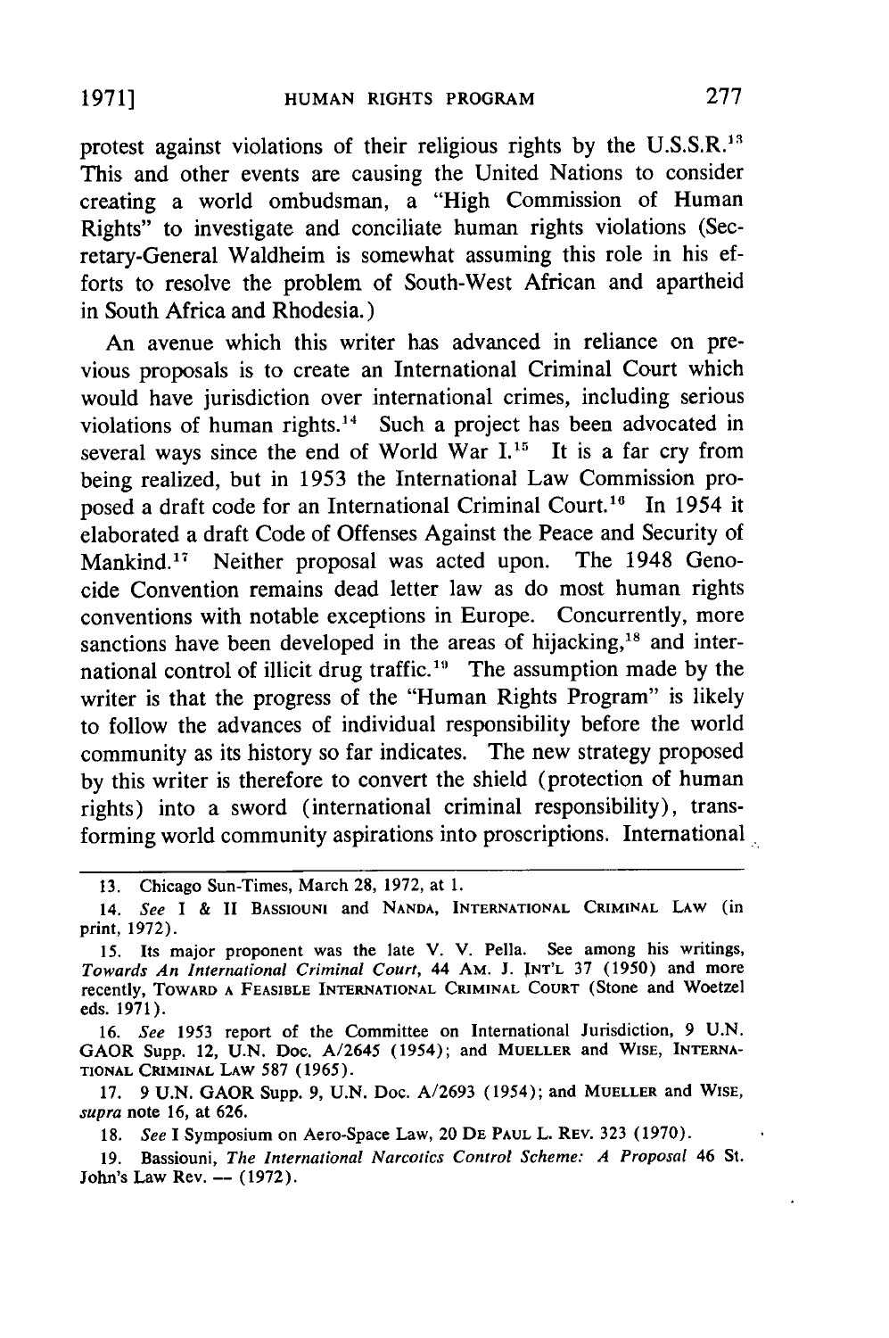protest against violations of their religious rights by the U.S.S.R.[13] This and other events are causing the United Nations to consider creating a world ombudsman, a "High Commission of Human Rights" to investigate and conciliate human rights violations (Secretary-General Waldheim is somewhat assuming this role in his efforts to resolve the problem of South-West African and apartheid in South Africa and Rhodesia.)

An avenue which this writer has advanced in reliance on previous proposals is to create an International Criminal Court which would have jurisdiction over international crimes, including serious violations of human rights.[14] Such a project has been advocated in several ways since the end of World War I.[15] It is a far cry from being realized, but in 1953 the International Law Commission proposed a draft code for an International Criminal Court.[16] In 1954 it elaborated a draft Code of Offenses Against the Peace and Security of Mankind.[17] Neither proposal was acted upon. The 1948 Genocide Convention remains dead letter law as do most human rights conventions with notable exceptions in Europe. Concurrently, more sanctions have been developed in the areas of hijacking,[18] and international control of illicit drug traffic.[19] The assumption made by the writer is that the progress of the "Human Rights Program" is likely to follow the advances of individual responsibility before the world community as its history so far indicates. The new strategy proposed by this writer is therefore to convert the shield (protection of human rights) into a sword (international criminal responsibility), transforming world community aspirations into proscriptions. International

---

13. Chicago Sun-Times, March 28, 1972, at 1.

14. *See* I & II BASSIOUNI and NANDA, INTERNATIONAL CRIMINAL LAW (in print, 1972).

15. Its major proponent was the late V. V. Pella. See among his writings, *Towards An International Criminal Court*, 44 AM. J. INT'L 37 (1950) and more recently, TOWARD A FEASIBLE INTERNATIONAL CRIMINAL COURT (Stone and Woetzel eds. 1971).

16. *See* 1953 report of the Committee on International Jurisdiction, 9 U.N. GAOR Supp. 12, U.N. Doc. A/2645 (1954); and MUELLER and WISE, INTERNATIONAL CRIMINAL LAW 587 (1965).

17. 9 U.N. GAOR Supp. 9, U.N. Doc. A/2693 (1954); and MUELLER and WISE, *supra* note 16, at 626.

18. *See* I Symposium on Aero-Space Law, 20 DE PAUL L. REV. 323 (1970).

19. Bassiouni, *The International Narcotics Control Scheme: A Proposal* 46 St. John's Law Rev. — (1972).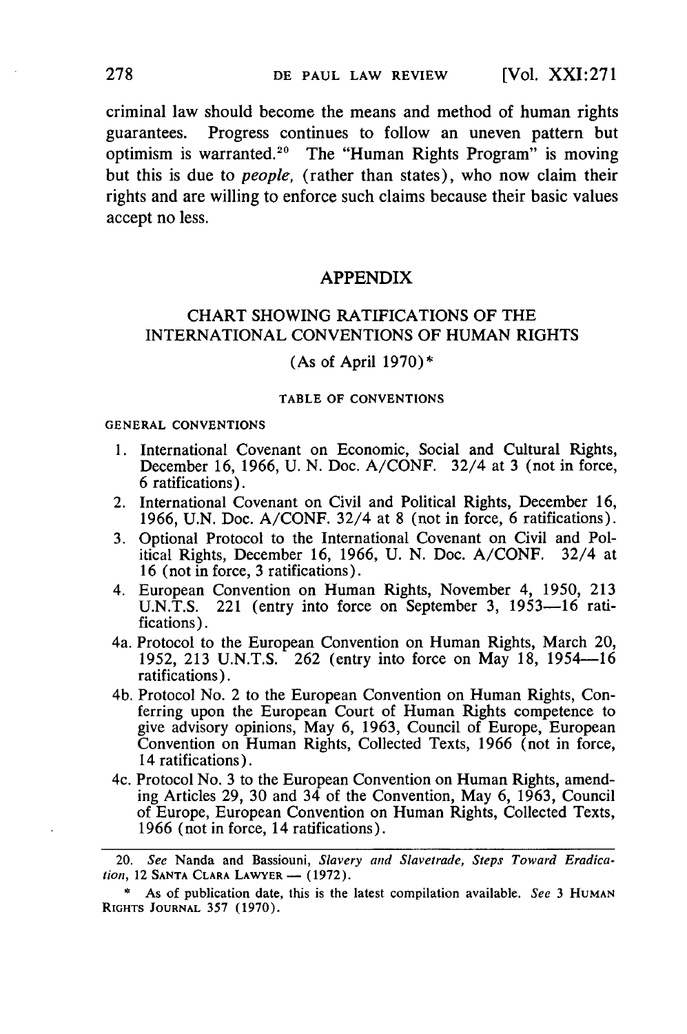criminal law should become the means and method of human rights guarantees. Progress continues to follow an uneven pattern but optimism is warranted.[20] The "Human Rights Program" is moving but this is due to *people*, (rather than states), who now claim their rights and are willing to enforce such claims because their basic values accept no less.

## APPENDIX

### CHART SHOWING RATIFICATIONS OF THE INTERNATIONAL CONVENTIONS OF HUMAN RIGHTS

(As of April 1970)*

#### TABLE OF CONVENTIONS

GENERAL CONVENTIONS

1. International Covenant on Economic, Social and Cultural Rights, December 16, 1966, U. N. Doc. A/CONF. 32/4 at 3 (not in force, 6 ratifications).
2. International Covenant on Civil and Political Rights, December 16, 1966, U.N. Doc. A/CONF. 32/4 at 8 (not in force, 6 ratifications).
3. Optional Protocol to the International Covenant on Civil and Political Rights, December 16, 1966, U. N. Doc. A/CONF. 32/4 at 16 (not in force, 3 ratifications).
4. European Convention on Human Rights, November 4, 1950, 213 U.N.T.S. 221 (entry into force on September 3, 1953—16 ratifications).

4a. Protocol to the European Convention on Human Rights, March 20, 1952, 213 U.N.T.S. 262 (entry into force on May 18, 1954—16 ratifications).

4b. Protocol No. 2 to the European Convention on Human Rights, Conferring upon the European Court of Human Rights competence to give advisory opinions, May 6, 1963, Council of Europe, European Convention on Human Rights, Collected Texts, 1966 (not in force, 14 ratifications).

4c. Protocol No. 3 to the European Convention on Human Rights, amending Articles 29, 30 and 34 of the Convention, May 6, 1963, Council of Europe, European Convention on Human Rights, Collected Texts, 1966 (not in force, 14 ratifications).

---

20. *See* Nanda and Bassiouni, *Slavery and Slavetrade, Steps Toward Eradication*, 12 SANTA CLARA LAWYER — (1972).

\* As of publication date, this is the latest compilation available. *See* 3 HUMAN RIGHTS JOURNAL 357 (1970).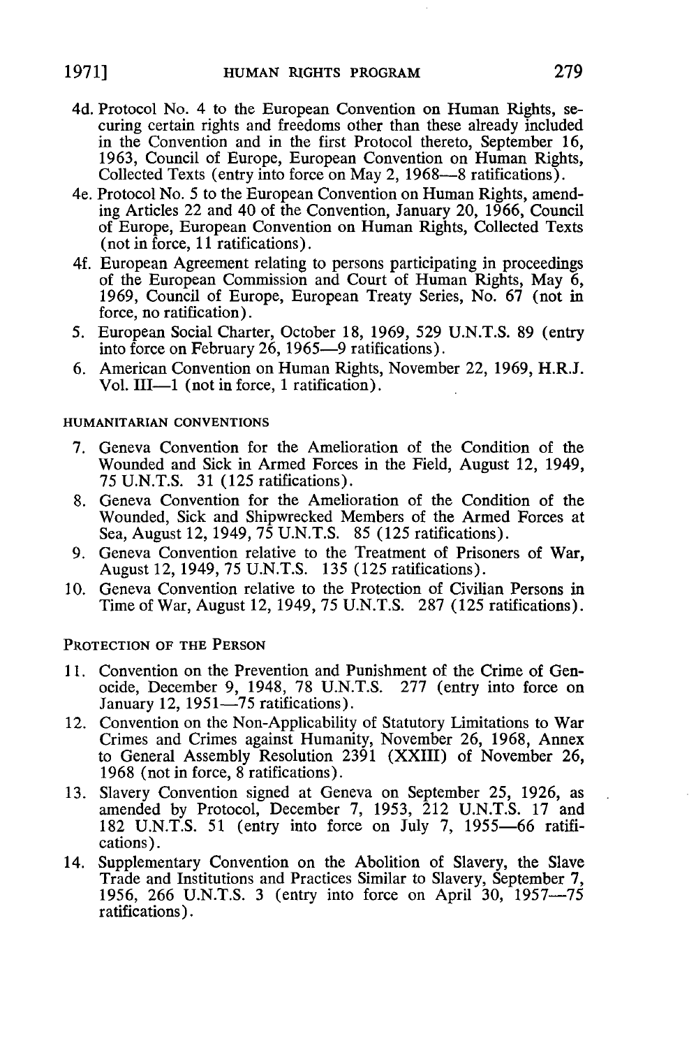4d. Protocol No. 4 to the European Convention on Human Rights, securing certain rights and freedoms other than these already included in the Convention and in the first Protocol thereto, September 16, 1963, Council of Europe, European Convention on Human Rights, Collected Texts (entry into force on May 2, 1968—8 ratifications).

4e. Protocol No. 5 to the European Convention on Human Rights, amending Articles 22 and 40 of the Convention, January 20, 1966, Council of Europe, European Convention on Human Rights, Collected Texts (not in force, 11 ratifications).

4f. European Agreement relating to persons participating in proceedings of the European Commission and Court of Human Rights, May 6, 1969, Council of Europe, European Treaty Series, No. 67 (not in force, no ratification).

5. European Social Charter, October 18, 1969, 529 U.N.T.S. 89 (entry into force on February 26, 1965—9 ratifications).

6. American Convention on Human Rights, November 22, 1969, H.R.J. Vol. III—1 (not in force, 1 ratification).

HUMANITARIAN CONVENTIONS

7. Geneva Convention for the Amelioration of the Condition of the Wounded and Sick in Armed Forces in the Field, August 12, 1949, 75 U.N.T.S. 31 (125 ratifications).

8. Geneva Convention for the Amelioration of the Condition of the Wounded, Sick and Shipwrecked Members of the Armed Forces at Sea, August 12, 1949, 75 U.N.T.S. 85 (125 ratifications).

9. Geneva Convention relative to the Treatment of Prisoners of War, August 12, 1949, 75 U.N.T.S. 135 (125 ratifications).

10. Geneva Convention relative to the Protection of Civilian Persons in Time of War, August 12, 1949, 75 U.N.T.S. 287 (125 ratifications).

PROTECTION OF THE PERSON

11. Convention on the Prevention and Punishment of the Crime of Genocide, December 9, 1948, 78 U.N.T.S. 277 (entry into force on January 12, 1951—75 ratifications).

12. Convention on the Non-Applicability of Statutory Limitations to War Crimes and Crimes against Humanity, November 26, 1968, Annex to General Assembly Resolution 2391 (XXIII) of November 26, 1968 (not in force, 8 ratifications).

13. Slavery Convention signed at Geneva on September 25, 1926, as amended by Protocol, December 7, 1953, 212 U.N.T.S. 17 and 182 U.N.T.S. 51 (entry into force on July 7, 1955—66 ratifications).

14. Supplementary Convention on the Abolition of Slavery, the Slave Trade and Institutions and Practices Similar to Slavery, September 7, 1956, 266 U.N.T.S. 3 (entry into force on April 30, 1957—75 ratifications).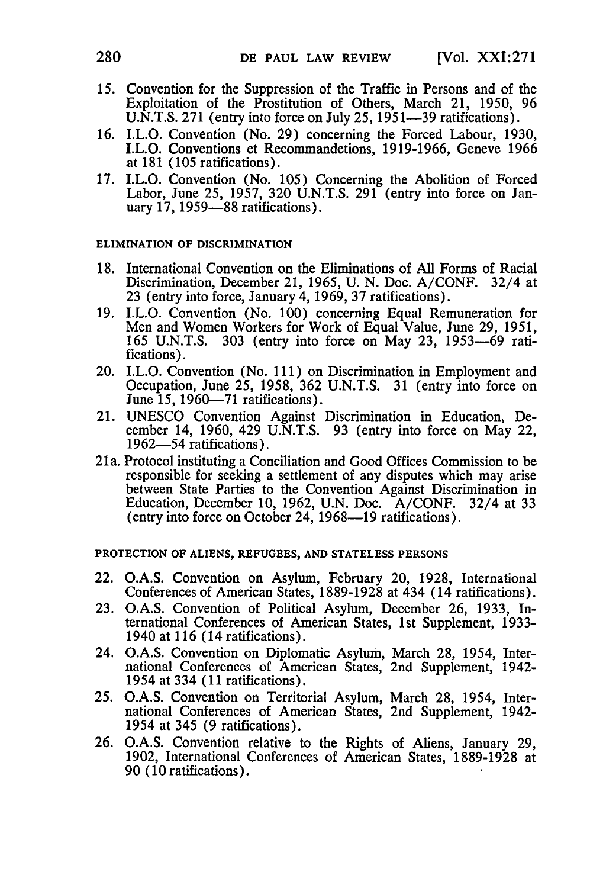15. Convention for the Suppression of the Traffic in Persons and of the Exploitation of the Prostitution of Others, March 21, 1950, 96 U.N.T.S. 271 (entry into force on July 25, 1951—39 ratifications).
16. I.L.O. Convention (No. 29) concerning the Forced Labour, 1930, I.L.O. Conventions et Recommandetions, 1919-1966, Geneve 1966 at 181 (105 ratifications).
17. I.L.O. Convention (No. 105) Concerning the Abolition of Forced Labor, June 25, 1957, 320 U.N.T.S. 291 (entry into force on January 17, 1959—88 ratifications).

ELIMINATION OF DISCRIMINATION

18. International Convention on the Eliminations of All Forms of Racial Discrimination, December 21, 1965, U. N. Doc. A/CONF. 32/4 at 23 (entry into force, January 4, 1969, 37 ratifications).
19. I.L.O. Convention (No. 100) concerning Equal Remuneration for Men and Women Workers for Work of Equal Value, June 29, 1951, 165 U.N.T.S. 303 (entry into force on May 23, 1953—69 ratifications).
20. I.L.O. Convention (No. 111) on Discrimination in Employment and Occupation, June 25, 1958, 362 U.N.T.S. 31 (entry into force on June 15, 1960—71 ratifications).
21. UNESCO Convention Against Discrimination in Education, December 14, 1960, 429 U.N.T.S. 93 (entry into force on May 22, 1962—54 ratifications).

21a. Protocol instituting a Conciliation and Good Offices Commission to be responsible for seeking a settlement of any disputes which may arise between State Parties to the Convention Against Discrimination in Education, December 10, 1962, U.N. Doc. A/CONF. 32/4 at 33 (entry into force on October 24, 1968—19 ratifications).

PROTECTION OF ALIENS, REFUGEES, AND STATELESS PERSONS

22. O.A.S. Convention on Asylum, February 20, 1928, International Conferences of American States, 1889-1928 at 434 (14 ratifications).
23. O.A.S. Convention of Political Asylum, December 26, 1933, International Conferences of American States, 1st Supplement, 1933-1940 at 116 (14 ratifications).
24. O.A.S. Convention on Diplomatic Asylum, March 28, 1954, International Conferences of American States, 2nd Supplement, 1942-1954 at 334 (11 ratifications).
25. O.A.S. Convention on Territorial Asylum, March 28, 1954, International Conferences of American States, 2nd Supplement, 1942-1954 at 345 (9 ratifications).
26. O.A.S. Convention relative to the Rights of Aliens, January 29, 1902, International Conferences of American States, 1889-1928 at 90 (10 ratifications).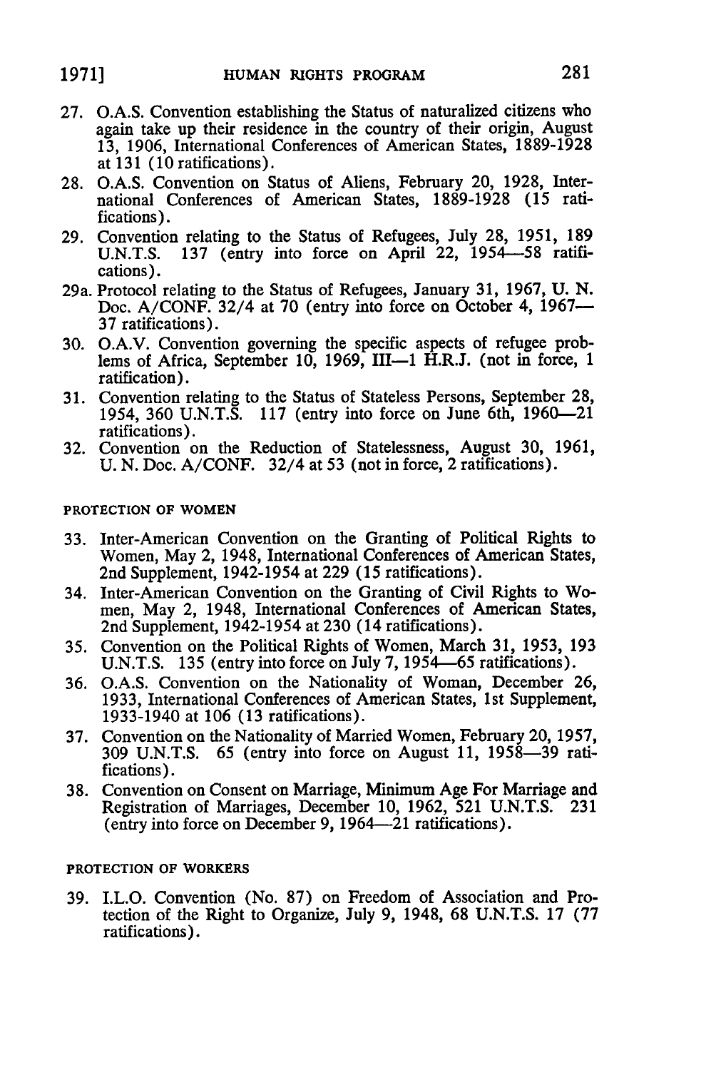27. O.A.S. Convention establishing the Status of naturalized citizens who again take up their residence in the country of their origin, August 13, 1906, International Conferences of American States, 1889-1928 at 131 (10 ratifications).
28. O.A.S. Convention on Status of Aliens, February 20, 1928, International Conferences of American States, 1889-1928 (15 ratifications).
29. Convention relating to the Status of Refugees, July 28, 1951, 189 U.N.T.S. 137 (entry into force on April 22, 1954—58 ratifications).

29a. Protocol relating to the Status of Refugees, January 31, 1967, U. N. Doc. A/CONF. 32/4 at 70 (entry into force on October 4, 1967—37 ratifications).

30. O.A.V. Convention governing the specific aspects of refugee problems of Africa, September 10, 1969, III—1 H.R.J. (not in force, 1 ratification).
31. Convention relating to the Status of Stateless Persons, September 28, 1954, 360 U.N.T.S. 117 (entry into force on June 6th, 1960—21 ratifications).
32. Convention on the Reduction of Statelessness, August 30, 1961, U. N. Doc. A/CONF. 32/4 at 53 (not in force, 2 ratifications).

PROTECTION OF WOMEN

33. Inter-American Convention on the Granting of Political Rights to Women, May 2, 1948, International Conferences of American States, 2nd Supplement, 1942-1954 at 229 (15 ratifications).
34. Inter-American Convention on the Granting of Civil Rights to Women, May 2, 1948, International Conferences of American States, 2nd Supplement, 1942-1954 at 230 (14 ratifications).
35. Convention on the Political Rights of Women, March 31, 1953, 193 U.N.T.S. 135 (entry into force on July 7, 1954—65 ratifications).
36. O.A.S. Convention on the Nationality of Woman, December 26, 1933, International Conferences of American States, 1st Supplement, 1933-1940 at 106 (13 ratifications).
37. Convention on the Nationality of Married Women, February 20, 1957, 309 U.N.T.S. 65 (entry into force on August 11, 1958—39 ratifications).
38. Convention on Consent on Marriage, Minimum Age For Marriage and Registration of Marriages, December 10, 1962, 521 U.N.T.S. 231 (entry into force on December 9, 1964—21 ratifications).

PROTECTION OF WORKERS

39. I.L.O. Convention (No. 87) on Freedom of Association and Protection of the Right to Organize, July 9, 1948, 68 U.N.T.S. 17 (77 ratifications).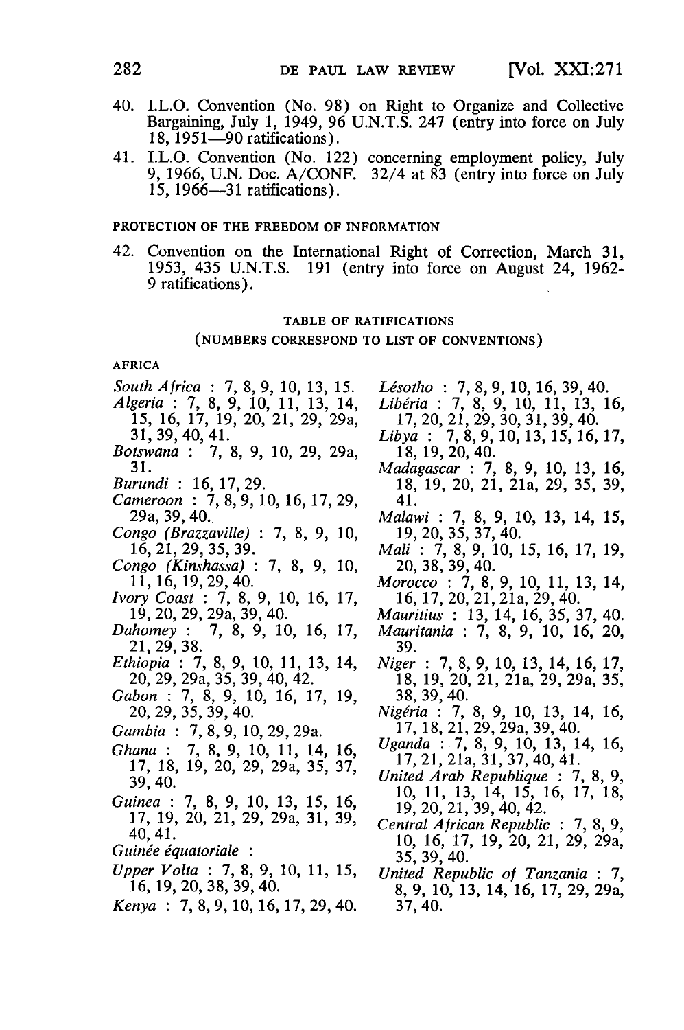40. I.L.O. Convention (No. 98) on Right to Organize and Collective Bargaining, July 1, 1949, 96 U.N.T.S. 247 (entry into force on July 18, 1951—90 ratifications).
41. I.L.O. Convention (No. 122) concerning employment policy, July 9, 1966, U.N. Doc. A/CONF. 32/4 at 83 (entry into force on July 15, 1966—31 ratifications).

PROTECTION OF THE FREEDOM OF INFORMATION

42. Convention on the International Right of Correction, March 31, 1953, 435 U.N.T.S. 191 (entry into force on August 24, 1962-9 ratifications).

TABLE OF RATIFICATIONS

(NUMBERS CORRESPOND TO LIST OF CONVENTIONS)

AFRICA

*South Africa* : 7, 8, 9, 10, 13, 15.
*Algeria* : 7, 8, 9, 10, 11, 13, 14, 15, 16, 17, 19, 20, 21, 29, 29a, 31, 39, 40, 41.
*Botswana* : 7, 8, 9, 10, 29, 29a, 31.
*Burundi* : 16, 17, 29.
*Cameroon* : 7, 8, 9, 10, 16, 17, 29, 29a, 39, 40.
*Congo (Brazzaville)* : 7, 8, 9, 10, 16, 21, 29, 35, 39.
*Congo (Kinshassa)* : 7, 8, 9, 10, 11, 16, 19, 29, 40.
*Ivory Coast* : 7, 8, 9, 10, 16, 17, 19, 20, 29, 29a, 39, 40.
*Dahomey* : 7, 8, 9, 10, 16, 17, 21, 29, 38.
*Ethiopia* : 7, 8, 9, 10, 11, 13, 14, 20, 29, 29a, 35, 39, 40, 42.
*Gabon* : 7, 8, 9, 10, 16, 17, 19, 20, 29, 35, 39, 40.
*Gambia* : 7, 8, 9, 10, 29, 29a.
*Ghana* : 7, 8, 9, 10, 11, 14, 16, 17, 18, 19, 20, 29, 29a, 35, 37, 39, 40.
*Guinea* : 7, 8, 9, 10, 13, 15, 16, 17, 19, 20, 21, 29, 29a, 31, 39, 40, 41.
*Guinée équatoriale* :
*Upper Volta* : 7, 8, 9, 10, 11, 15, 16, 19, 20, 38, 39, 40.
*Kenya* : 7, 8, 9, 10, 16, 17, 29, 40.
*Lésotho* : 7, 8, 9, 10, 16, 39, 40.
*Libéria* : 7, 8, 9, 10, 11, 13, 16, 17, 20, 21, 29, 30, 31, 39, 40.
*Libya* : 7, 8, 9, 10, 13, 15, 16, 17, 18, 19, 20, 40.
*Madagascar* : 7, 8, 9, 10, 13, 16, 18, 19, 20, 21, 21a, 29, 35, 39, 41.
*Malawi* : 7, 8, 9, 10, 13, 14, 15, 19, 20, 35, 37, 40.
*Mali* : 7, 8, 9, 10, 15, 16, 17, 19, 20, 38, 39, 40.
*Morocco* : 7, 8, 9, 10, 11, 13, 14, 16, 17, 20, 21, 21a, 29, 40.
*Mauritius* : 13, 14, 16, 35, 37, 40.
*Mauritania* : 7, 8, 9, 10, 16, 20, 39.
*Niger* : 7, 8, 9, 10, 13, 14, 16, 17, 18, 19, 20, 21, 21a, 29, 29a, 35, 38, 39, 40.
*Nigéria* : 7, 8, 9, 10, 13, 14, 16, 17, 18, 21, 29, 29a, 39, 40.
*Uganda* : 7, 8, 9, 10, 13, 14, 16, 17, 21, 21a, 31, 37, 40, 41.
*United Arab Republique* : 7, 8, 9, 10, 11, 13, 14, 15, 16, 17, 18, 19, 20, 21, 39, 40, 42.
*Central African Republic* : 7, 8, 9, 10, 16, 17, 19, 20, 21, 29, 29a, 35, 39, 40.
*United Republic of Tanzania* : 7, 8, 9, 10, 13, 14, 16, 17, 29, 29a, 37, 40.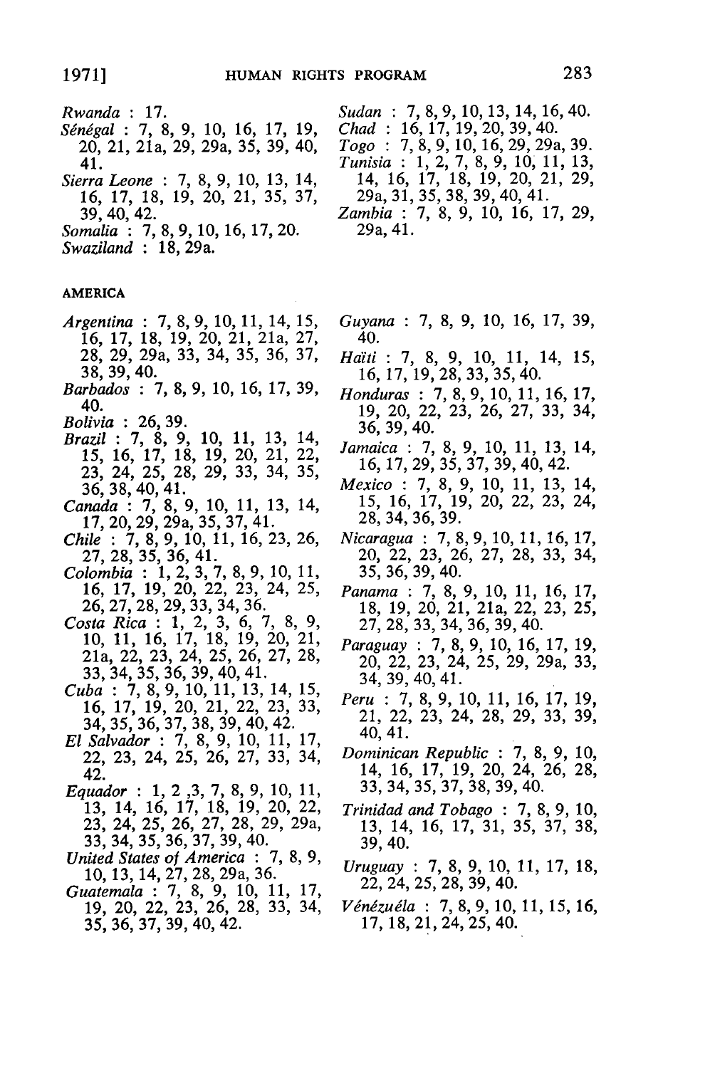*Rwanda* : 17.

*Sénégal* : 7, 8, 9, 10, 16, 17, 19, 20, 21, 21a, 29, 29a, 35, 39, 40, 41.

*Sierra Leone* : 7, 8, 9, 10, 13, 14, 16, 17, 18, 19, 20, 21, 35, 37, 39, 40, 42.

*Somalia* : 7, 8, 9, 10, 16, 17, 20.

*Swaziland* : 18, 29a.

*Sudan* : 7, 8, 9, 10, 13, 14, 16, 40.

*Chad* : 16, 17, 19, 20, 39, 40.

*Togo* : 7, 8, 9, 10, 16, 29, 29a, 39.

*Tunisia* : 1, 2, 7, 8, 9, 10, 11, 13, 14, 16, 17, 18, 19, 20, 21, 29, 29a, 31, 35, 38, 39, 40, 41.

*Zambia* : 7, 8, 9, 10, 16, 17, 29, 29a, 41.

AMERICA

*Argentina* : 7, 8, 9, 10, 11, 14, 15, 16, 17, 18, 19, 20, 21, 21a, 27, 28, 29, 29a, 33, 34, 35, 36, 37, 38, 39, 40.

*Barbados* : 7, 8, 9, 10, 16, 17, 39, 40.

*Bolivia* : 26, 39.

*Brazil* : 7, 8, 9, 10, 11, 13, 14, 15, 16, 17, 18, 19, 20, 21, 22, 23, 24, 25, 28, 29, 33, 34, 35, 36, 38, 40, 41.

*Canada* : 7, 8, 9, 10, 11, 13, 14, 17, 20, 29, 29a, 35, 37, 41.

*Chile* : 7, 8, 9, 10, 11, 16, 23, 26, 27, 28, 35, 36, 41.

*Colombia* : 1, 2, 3, 7, 8, 9, 10, 11, 16, 17, 19, 20, 22, 23, 24, 25, 26, 27, 28, 29, 33, 34, 36.

*Costa Rica* : 1, 2, 3, 6, 7, 8, 9, 10, 11, 16, 17, 18, 19, 20, 21, 21a, 22, 23, 24, 25, 26, 27, 28, 33, 34, 35, 36, 39, 40, 41.

*Cuba* : 7, 8, 9, 10, 11, 13, 14, 15, 16, 17, 19, 20, 21, 22, 23, 33, 34, 35, 36, 37, 38, 39, 40, 42.

*El Salvador* : 7, 8, 9, 10, 11, 17, 22, 23, 24, 25, 26, 27, 33, 34, 42.

*Equador* : 1, 2 ,3, 7, 8, 9, 10, 11, 13, 14, 16, 17, 18, 19, 20, 22, 23, 24, 25, 26, 27, 28, 29, 29a, 33, 34, 35, 36, 37, 39, 40.

*United States of America* : 7, 8, 9, 10, 13, 14, 27, 28, 29a, 36.

*Guatemala* : 7, 8, 9, 10, 11, 17, 19, 20, 22, 23, 26, 28, 33, 34, 35, 36, 37, 39, 40, 42.

*Guyana* : 7, 8, 9, 10, 16, 17, 39, 40.

*Haïti* : 7, 8, 9, 10, 11, 14, 15, 16, 17, 19, 28, 33, 35, 40.

*Honduras* : 7, 8, 9, 10, 11, 16, 17, 19, 20, 22, 23, 26, 27, 33, 34, 36, 39, 40.

*Jamaica* : 7, 8, 9, 10, 11, 13, 14, 16, 17, 29, 35, 37, 39, 40, 42.

*Mexico* : 7, 8, 9, 10, 11, 13, 14, 15, 16, 17, 19, 20, 22, 23, 24, 28, 34, 36, 39.

*Nicaragua* : 7, 8, 9, 10, 11, 16, 17, 20, 22, 23, 26, 27, 28, 33, 34, 35, 36, 39, 40.

*Panama* : 7, 8, 9, 10, 11, 16, 17, 18, 19, 20, 21, 21a, 22, 23, 25, 27, 28, 33, 34, 36, 39, 40.

*Paraguay* : 7, 8, 9, 10, 16, 17, 19, 20, 22, 23, 24, 25, 29, 29a, 33, 34, 39, 40, 41.

*Peru* : 7, 8, 9, 10, 11, 16, 17, 19, 21, 22, 23, 24, 28, 29, 33, 39, 40, 41.

*Dominican Republic* : 7, 8, 9, 10, 14, 16, 17, 19, 20, 24, 26, 28, 33, 34, 35, 37, 38, 39, 40.

*Trinidad and Tobago* : 7, 8, 9, 10, 13, 14, 16, 17, 31, 35, 37, 38, 39, 40.

*Uruguay* : 7, 8, 9, 10, 11, 17, 18, 22, 24, 25, 28, 39, 40.

*Vénézuéla* : 7, 8, 9, 10, 11, 15, 16, 17, 18, 21, 24, 25, 40.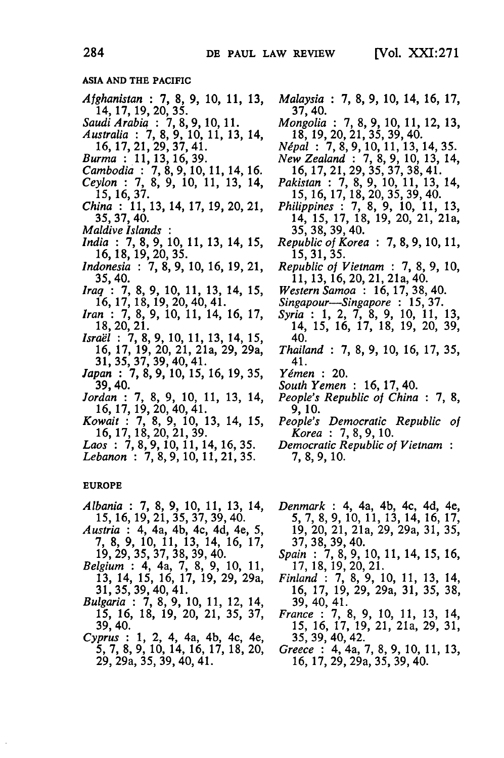ASIA AND THE PACIFIC

*Afghanistan* : 7, 8, 9, 10, 11, 13, 14, 17, 19, 20, 35.
*Saudi Arabia* : 7, 8, 9, 10, 11.
*Australia* : 7, 8, 9, 10, 11, 13, 14, 16, 17, 21, 29, 37, 41.
*Burma* : 11, 13, 16, 39.
*Cambodia* : 7, 8, 9, 10, 11, 14, 16.
*Ceylon* : 7, 8, 9, 10, 11, 13, 14, 15, 16, 37.
*China* : 11, 13, 14, 17, 19, 20, 21, 35, 37, 40.
*Maldive Islands* :
*India* : 7, 8, 9, 10, 11, 13, 14, 15, 16, 18, 19, 20, 35.
*Indonesia* : 7, 8, 9, 10, 16, 19, 21, 35, 40.
*Iraq* : 7, 8, 9, 10, 11, 13, 14, 15, 16, 17, 18, 19, 20, 40, 41.
*Iran* : 7, 8, 9, 10, 11, 14, 16, 17, 18, 20, 21.
*Israël* : 7, 8, 9, 10, 11, 13, 14, 15, 16, 17, 19, 20, 21, 21a, 29, 29a, 31, 35, 37, 39, 40, 41.
*Japan* : 7, 8, 9, 10, 15, 16, 19, 35, 39, 40.
*Jordan* : 7, 8, 9, 10, 11, 13, 14, 16, 17, 19, 20, 40, 41.
*Kowait* : 7, 8, 9, 10, 13, 14, 15, 16, 17, 18, 20, 21, 39.
*Laos* : 7, 8, 9, 10, 11, 14, 16, 35.
*Lebanon* : 7, 8, 9, 10, 11, 21, 35.
*Malaysia* : 7, 8, 9, 10, 14, 16, 17, 37, 40.
*Mongolia* : 7, 8, 9, 10, 11, 12, 13, 18, 19, 20, 21, 35, 39, 40.
*Népal* : 7, 8, 9, 10, 11, 13, 14, 35.
*New Zealand* : 7, 8, 9, 10, 13, 14, 16, 17, 21, 29, 35, 37, 38, 41.
*Pakistan* : 7, 8, 9, 10, 11, 13, 14, 15, 16, 17, 18, 20, 35, 39, 40.
*Philippines* : 7, 8, 9, 10, 11, 13, 14, 15, 17, 18, 19, 20, 21, 21a, 35, 38, 39, 40.
*Republic of Korea* : 7, 8, 9, 10, 11, 15, 31, 35.
*Republic of Vietnam* : 7, 8, 9, 10, 11, 13, 16, 20, 21, 21a, 40.
*Western Samoa* : 16, 17, 38, 40.
*Singapour—Singapore* : 15, 37.
*Syria* : 1, 2, 7, 8, 9, 10, 11, 13, 14, 15, 16, 17, 18, 19, 20, 39, 40.
*Thailand* : 7, 8, 9, 10, 16, 17, 35, 41.
*Yémen* : 20.
*South Yemen* : 16, 17, 40.
*People's Republic of China* : 7, 8, 9, 10.
*People's Democratic Republic of Korea* : 7, 8, 9, 10.
*Democratic Republic of Vietnam* : 7, 8, 9, 10.

EUROPE

*Albania* : 7, 8, 9, 10, 11, 13, 14, 15, 16, 19, 21, 35, 37, 39, 40.
*Austria* : 4, 4a, 4b, 4c, 4d, 4e, 5, 7, 8, 9, 10, 11, 13, 14, 16, 17, 19, 29, 35, 37, 38, 39, 40.
*Belgium* : 4, 4a, 7, 8, 9, 10, 11, 13, 14, 15, 16, 17, 19, 29, 29a, 31, 35, 39, 40, 41.
*Bulgaria* : 7, 8, 9, 10, 11, 12, 14, 15, 16, 18, 19, 20, 21, 35, 37, 39, 40.
*Cyprus* : 1, 2, 4, 4a, 4b, 4c, 4e, 5, 7, 8, 9, 10, 14, 16, 17, 18, 20, 29, 29a, 35, 39, 40, 41.
*Denmark* : 4, 4a, 4b, 4c, 4d, 4e, 5, 7, 8, 9, 10, 11, 13, 14, 16, 17, 19, 20, 21, 21a, 29, 29a, 31, 35, 37, 38, 39, 40.
*Spain* : 7, 8, 9, 10, 11, 14, 15, 16, 17, 18, 19, 20, 21.
*Finland* : 7, 8, 9, 10, 11, 13, 14, 16, 17, 19, 29, 29a, 31, 35, 38, 39, 40, 41.
*France* : 7, 8, 9, 10, 11, 13, 14, 15, 16, 17, 19, 21, 21a, 29, 31, 35, 39, 40, 42.
*Greece* : 4, 4a, 7, 8, 9, 10, 11, 13, 16, 17, 29, 29a, 35, 39, 40.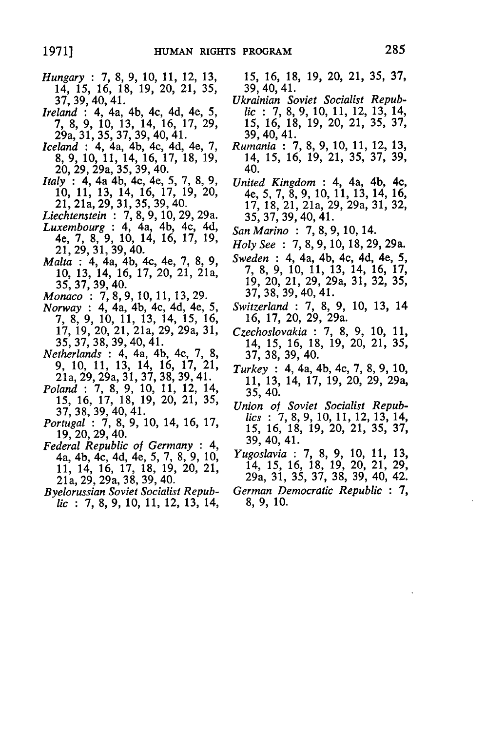*Hungary* : 7, 8, 9, 10, 11, 12, 13, 14, 15, 16, 18, 19, 20, 21, 35, 37, 39, 40, 41.

*Ireland* : 4, 4a, 4b, 4c, 4d, 4e, 5, 7, 8, 9, 10, 13, 14, 16, 17, 29, 29a, 31, 35, 37, 39, 40, 41.

*Iceland* : 4, 4a, 4b, 4c, 4d, 4e, 7, 8, 9, 10, 11, 14, 16, 17, 18, 19, 20, 29, 29a, 35, 39, 40.

*Italy* : 4, 4a 4b, 4c, 4e, 5, 7, 8, 9, 10, 11, 13, 14, 16, 17, 19, 20, 21, 21a, 29, 31, 35, 39, 40.

*Liechtenstein* : 7, 8, 9, 10, 29, 29a.

*Luxembourg* : 4, 4a, 4b, 4c, 4d, 4e, 7, 8, 9, 10, 14, 16, 17, 19, 21, 29, 31, 39, 40.

*Malta* : 4, 4a, 4b, 4c, 4e, 7, 8, 9, 10, 13, 14, 16, 17, 20, 21, 21a, 35, 37, 39, 40.

*Monaco* : 7, 8, 9, 10, 11, 13, 29.

*Norway* : 4, 4a, 4b, 4c, 4d, 4e, 5, 7, 8, 9, 10, 11, 13, 14, 15, 16, 17, 19, 20, 21, 21a, 29, 29a, 31, 35, 37, 38, 39, 40, 41.

*Netherlands* : 4, 4a, 4b, 4c, 7, 8, 9, 10, 11, 13, 14, 16, 17, 21, 21a, 29, 29a, 31, 37, 38, 39, 41.

*Poland* : 7, 8, 9, 10, 11, 12, 14, 15, 16, 17, 18, 19, 20, 21, 35, 37, 38, 39, 40, 41.

*Portugal* : 7, 8, 9, 10, 14, 16, 17, 19, 20, 29, 40.

*Federal Republic of Germany* : 4, 4a, 4b, 4c, 4d, 4e, 5, 7, 8, 9, 10, 11, 14, 16, 17, 18, 19, 20, 21, 21a, 29, 29a, 38, 39, 40.

*Byelorussian Soviet Socialist Republic* : 7, 8, 9, 10, 11, 12, 13, 14, 15, 16, 18, 19, 20, 21, 35, 37, 39, 40, 41.

*Ukrainian Soviet Socialist Republic* : 7, 8, 9, 10, 11, 12, 13, 14, 15, 16, 18, 19, 20, 21, 35, 37, 39, 40, 41.

*Rumania* : 7, 8, 9, 10, 11, 12, 13, 14, 15, 16, 19, 21, 35, 37, 39, 40.

*United Kingdom* : 4, 4a, 4b, 4c, 4e, 5, 7, 8, 9, 10, 11, 13, 14, 16, 17, 18, 21, 21a, 29, 29a, 31, 32, 35, 37, 39, 40, 41.

*San Marino* : 7, 8, 9, 10, 14.

*Holy See* : 7, 8, 9, 10, 18, 29, 29a.

*Sweden* : 4, 4a, 4b, 4c, 4d, 4e, 5, 7, 8, 9, 10, 11, 13, 14, 16, 17, 19, 20, 21, 29, 29a, 31, 32, 35, 37, 38, 39, 40, 41.

*Switzerland* : 7, 8, 9, 10, 13, 14 16, 17, 20, 29, 29a.

*Czechoslovakia* : 7, 8, 9, 10, 11, 14, 15, 16, 18, 19, 20, 21, 35, 37, 38, 39, 40.

*Turkey* : 4, 4a, 4b, 4c, 7, 8, 9, 10, 11, 13, 14, 17, 19, 20, 29, 29a, 35, 40.

*Union of Soviet Socialist Republics* : 7, 8, 9, 10, 11, 12, 13, 14, 15, 16, 18, 19, 20, 21, 35, 37, 39, 40, 41.

*Yugoslavia* : 7, 8, 9, 10, 11, 13, 14, 15, 16, 18, 19, 20, 21, 29, 29a, 31, 35, 37, 38, 39, 40, 42.

*German Democratic Republic* : 7, 8, 9, 10.